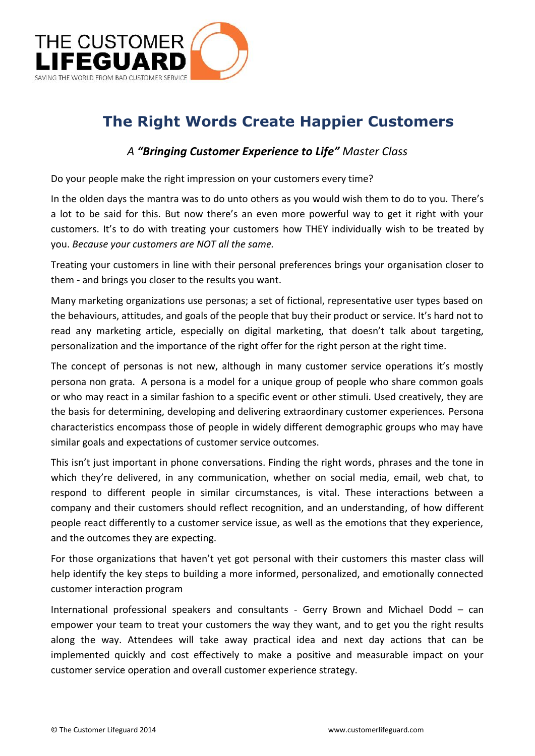# The Right Words Create Happier Customers

*A **"Bringing Customer Experience to Life"** Master Class*

Do your people make the right impression on your customers every time?

In the olden days the mantra was to do unto others as you would wish them to do to you. There's a lot to be said for this. But now there's an even more powerful way to get it right with your customers. It's to do with treating your customers how THEY individually wish to be treated by you. *Because your customers are NOT all the same.*

Treating your customers in line with their personal preferences brings your organisation closer to them - and brings you closer to the results you want.

Many marketing organizations use personas; a set of fictional, representative user types based on the behaviours, attitudes, and goals of the people that buy their product or service. It's hard not to read any marketing article, especially on digital marketing, that doesn't talk about targeting, personalization and the importance of the right offer for the right person at the right time.

The concept of personas is not new, although in many customer service operations it's mostly persona non grata. A persona is a model for a unique group of people who share common goals or who may react in a similar fashion to a specific event or other stimuli. Used creatively, they are the basis for determining, developing and delivering extraordinary customer experiences. Persona characteristics encompass those of people in widely different demographic groups who may have similar goals and expectations of customer service outcomes.

This isn't just important in phone conversations. Finding the right words, phrases and the tone in which they're delivered, in any communication, whether on social media, email, web chat, to respond to different people in similar circumstances, is vital. These interactions between a company and their customers should reflect recognition, and an understanding, of how different people react differently to a customer service issue, as well as the emotions that they experience, and the outcomes they are expecting.

For those organizations that haven't yet got personal with their customers this master class will help identify the key steps to building a more informed, personalized, and emotionally connected customer interaction program

International professional speakers and consultants - Gerry Brown and Michael Dodd – can empower your team to treat your customers the way they want, and to get you the right results along the way. Attendees will take away practical idea and next day actions that can be implemented quickly and cost effectively to make a positive and measurable impact on your customer service operation and overall customer experience strategy.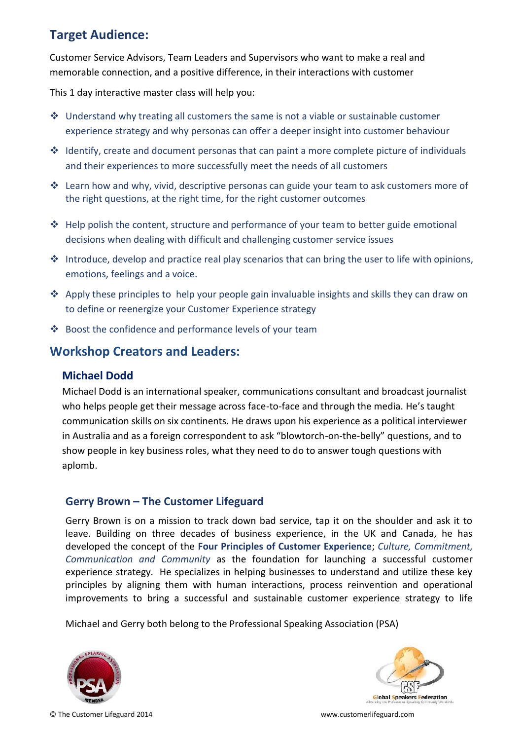## Target Audience:

Customer Service Advisors, Team Leaders and Supervisors who want to make a real and memorable connection, and a positive difference, in their interactions with customer

This 1 day interactive master class will help you:

- Understand why treating all customers the same is not a viable or sustainable customer experience strategy and why personas can offer a deeper insight into customer behaviour
- Identify, create and document personas that can paint a more complete picture of individuals and their experiences to more successfully meet the needs of all customers
- Learn how and why, vivid, descriptive personas can guide your team to ask customers more of the right questions, at the right time, for the right customer outcomes
- Help polish the content, structure and performance of your team to better guide emotional decisions when dealing with difficult and challenging customer service issues
- Introduce, develop and practice real play scenarios that can bring the user to life with opinions, emotions, feelings and a voice.
- Apply these principles to help your people gain invaluable insights and skills they can draw on to define or reenergize your Customer Experience strategy
- Boost the confidence and performance levels of your team

## Workshop Creators and Leaders:

### Michael Dodd

Michael Dodd is an international speaker, communications consultant and broadcast journalist who helps people get their message across face-to-face and through the media. He's taught communication skills on six continents. He draws upon his experience as a political interviewer in Australia and as a foreign correspondent to ask "blowtorch-on-the-belly" questions, and to show people in key business roles, what they need to do to answer tough questions with aplomb.

### Gerry Brown – The Customer Lifeguard

Gerry Brown is on a mission to track down bad service, tap it on the shoulder and ask it to leave. Building on three decades of business experience, in the UK and Canada, he has developed the concept of the **Four Principles of Customer Experience**; *Culture, Commitment, Communication and Community* as the foundation for launching a successful customer experience strategy. He specializes in helping businesses to understand and utilize these key principles by aligning them with human interactions, process reinvention and operational improvements to bring a successful and sustainable customer experience strategy to life

Michael and Gerry both belong to the Professional Speaking Association (PSA)

© The Customer Lifeguard 2014

www.customerlifeguard.com